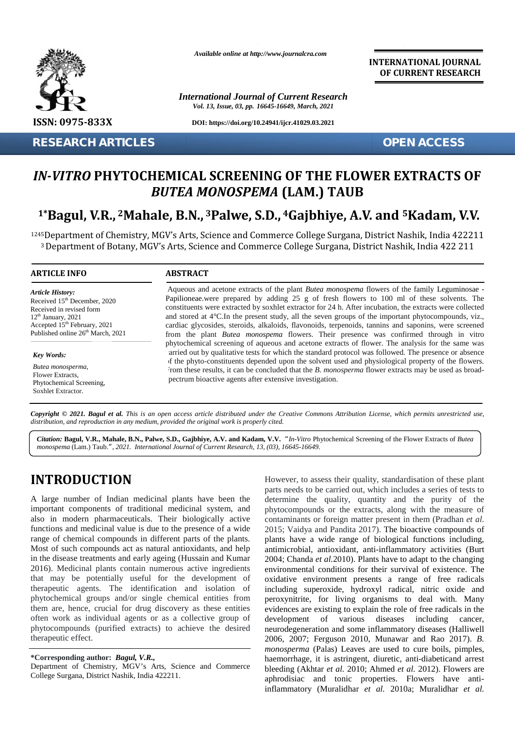*Available online at http://www.journalcra.com*

**INTERNATIONAL JOURNAL OF CURRENT RESEARCH**

*International Journal of Current Research*
*Vol. 13, Issue, 03, pp. 16645-16649, March, 2021*

**ISSN: 0975-833X**

**DOI: https://doi.org/10.24941/ijcr.41029.03.2021**

**RESEARCH ARTICLES** **OPEN ACCESS**

# *IN-VITRO* PHYTOCHEMICAL SCREENING OF THE FLOWER EXTRACTS OF *BUTEA MONOSPEMA* (LAM.) TAUB

## [1*]Bagul, V.R., [2]Mahale, B.N., [3]Palwe, S.D., [4]Gajbhiye, A.V. and [5]Kadam, V.V.

[1245]Department of Chemistry, MGV's Arts, Science and Commerce College Surgana, District Nashik, India 422211
[3] Department of Botany, MGV's Arts, Science and Commerce College Surgana, District Nashik, India 422 211

### ARTICLE INFO

*Article History:*
Received 15th December, 2020
Received in revised form 12th January, 2021
Accepted 15th February, 2021
Published online 26th March, 2021

*Key Words:*
*Butea monosperma,*
Flower Extracts,
Phytochemical Screening,
Soxhlet Extractor.

### ABSTRACT

Aqueous and acetone extracts of the plant *Butea monospema* flowers of the family Leguminosae - Papilioneae.were prepared by adding 25 g of fresh flowers to 100 ml of these solvents. The constituents were extracted by soxhlet extractor for 24 h. After incubation, the extracts were collected and stored at 4°C.In the present study, all the seven groups of the important phytocompounds, viz., cardiac glycosides, steroids, alkaloids, flavonoids, terpenoids, tannins and saponins, were screened from the plant *Butea monospema* flowers. Their presence was confirmed through in vitro phytochemical screening of aqueous and acetone extracts of flower. The analysis for the same was carried out by qualitative tests for which the standard protocol was followed. The presence or absence of the phyto-constituents depended upon the solvent used and physiological property of the flowers. From these results, it can be concluded that the *B. monosperma* flower extracts may be used as broad-spectrum bioactive agents after extensive investigation.

***Copyright © 2021. Bagul et al.*** *This is an open access article distributed under the Creative Commons Attribution License, which permits unrestricted use, distribution, and reproduction in any medium, provided the original work is properly cited.*

***Citation:*** **Bagul, V.R., Mahale, B.N., Palwe, S.D., Gajbhiye, A.V. and Kadam, V.V.** *"In-Vitro* Phytochemical Screening of the Flower Extracts of *Butea monospema* (Lam.) Taub.*", 2021. International Journal of Current Research, 13, (03), 16645-16649.*

# INTRODUCTION

A large number of Indian medicinal plants have been the important components of traditional medicinal system, and also in modern pharmaceuticals. Their biologically active functions and medicinal value is due to the presence of a wide range of chemical compounds in different parts of the plants. Most of such compounds act as natural antioxidants, and help in the disease treatments and early ageing (Hussain and Kumar 2016). Medicinal plants contain numerous active ingredients that may be potentially useful for the development of therapeutic agents. The identification and isolation of phytochemical groups and/or single chemical entities from them are, hence, crucial for drug discovery as these entities often work as individual agents or as a collective group of phytocompounds (purified extracts) to achieve the desired therapeutic effect.

However, to assess their quality, standardisation of these plant parts needs to be carried out, which includes a series of tests to determine the quality, quantity and the purity of the phytocompounds or the extracts, along with the measure of contaminants or foreign matter present in them (Pradhan *et al.* 2015; Vaidya and Pandita 2017). The bioactive compounds of plants have a wide range of biological functions including, antimicrobial, antioxidant, anti-inflammatory activities (Burt 2004; Chanda *et al.*2010). Plants have to adapt to the changing environmental conditions for their survival of existence. The oxidative environment presents a range of free radicals including superoxide, hydroxyl radical, nitric oxide and peroxynitrite, for living organisms to deal with. Many evidences are existing to explain the role of free radicals in the development of various diseases including cancer, neurodegeneration and some inflammatory diseases (Halliwell 2006, 2007; Ferguson 2010, Munawar and Rao 2017). *B. monosperma* (Palas) Leaves are used to cure boils, pimples, haemorrhage, it is astringent, diuretic, anti-diabeticand arrest bleeding (Akhtar *et al.* 2010; Ahmed *et al.* 2012). Flowers are aphrodisiac and tonic properties. Flowers have anti-inflammatory (Muralidhar *et al.* 2010a; Muralidhar *et al.*

**\*Corresponding author: *Bagul, V.R.,***
Department of Chemistry, MGV's Arts, Science and Commerce College Surgana, District Nashik, India 422211.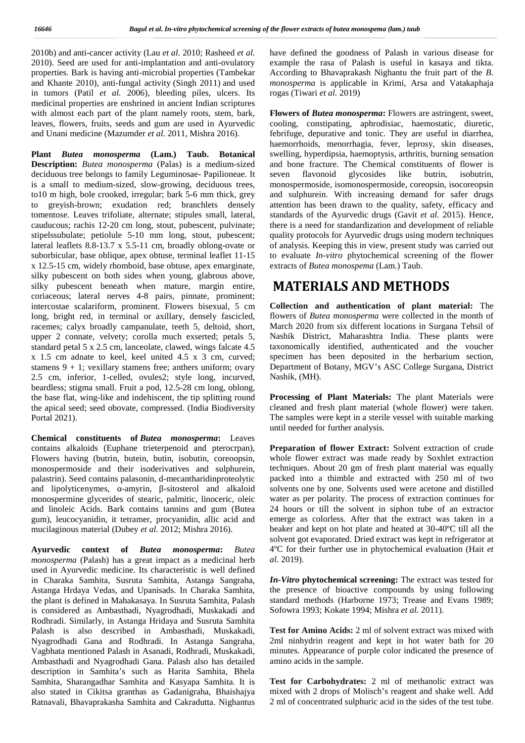2010b) and anti-cancer activity (Lau *et al.* 2010; Rasheed *et al.* 2010). Seed are used for anti-implantation and anti-ovulatory properties. Bark is having anti-microbial properties (Tambekar and Khante 2010), anti-fungal activity (Singh 2011) and used in tumors (Patil *et al.* 2006), bleeding piles, ulcers. Its medicinal properties are enshrined in ancient Indian scriptures with almost each part of the plant namely roots, stem, bark, leaves, flowers, fruits, seeds and gum are used in Ayurvedic and Unani medicine (Mazumder *et al.* 2011, Mishra 2016).

**Plant *Butea monosperma* (Lam.) Taub. Botanical Description:** *Butea monosperma* (Palas) is a medium-sized deciduous tree belongs to family Leguminosae- Papilioneae. It is a small to medium-sized, slow-growing, deciduous trees, to10 m high, bole crooked, irregular; bark 5-6 mm thick, grey to greyish-brown; exudation red; branchlets densely tomentose. Leaves trifoliate, alternate; stipules small, lateral, cauducous; rachis 12-20 cm long, stout, pubescent, pulvinate; stipelssubulate; petiolule 5-10 mm long, stout, pubescent; lateral leaflets 8.8-13.7 x 5.5-11 cm, broadly oblong-ovate or suborbicular, base oblique, apex obtuse, terminal leaflet 11-15 x 12.5-15 cm, widely rhomboid, base obtuse, apex emarginate, silky pubescent on both sides when young, glabrous above, silky pubescent beneath when mature, margin entire, coriaceous; lateral nerves 4-8 pairs, pinnate, prominent; intercostae scalariform, prominent. Flowers bisexual, 5 cm long, bright red, in terminal or axillary, densely fascicled, racemes; calyx broadly campanulate, teeth 5, deltoid, short, upper 2 connate, velvety; corolla much exserted; petals 5, standard petal 5 x 2.5 cm, lanceolate, clawed, wings falcate 4.5 x 1.5 cm adnate to keel, keel united 4.5 x 3 cm, curved; stamens 9 + 1; vexillary stamens free; anthers uniform; ovary 2.5 cm, inferior, 1-celled, ovules2; style long, incurved, beardless; stigma small. Fruit a pod, 12.5-28 cm long, oblong, the base flat, wing-like and indehiscent, the tip splitting round the apical seed; seed obovate, compressed. (India Biodiversity Portal 2021).

**Chemical constituents of *Butea monosperma*:** Leaves contains alkaloids (Euphane trieterpenoid and pterocrpan), Flowers having (butrin, butein, butin, isobutin, coreoopsin, monospermoside and their isoderivatives and sulphurein, palastrin). Seed contains palasonin, d-mecantharidinproteolytic and lipolyticenymes, α-amyrin, β-sitosterol and alkaloid monospermine glycerides of stearic, palmitic, linoceric, oleic and linoleic Acids. Bark contains tannins and gum (Butea gum), leucocyanidin, it tetramer, procyanidin, allic acid and mucilaginous material (Dubey *et al.* 2012; Mishra 2016).

**Ayurvedic context of *Butea monosperma*:** *Butea monosperma* (Palash) has a great impact as a medicinal herb used in Ayurvedic medicine. Its characteristic is well defined in Charaka Samhita, Susruta Samhita, Astanga Sangraha, Astanga Hrdaya Vedas, and Upanisads. In Charaka Samhita, the plant is defined in Mahakasaya. In Susruta Samhita, Palash is considered as Ambasthadi, Nyagrodhadi, Muskakadi and Rodhradi. Similarly, in Astanga Hridaya and Susruta Samhita Palash is also described in Ambasthadi, Muskakadi, Nyagrodhadi Gana and Rodhradi. In Astanga Sangraha, Vagbhata mentioned Palash in Asanadi, Rodhradi, Muskakadi, Ambasthadi and Nyagrodhadi Gana. Palash also has detailed description in Samhita's such as Harita Samhita, Bhela Samhita, Sharangadhar Samhita and Kasyapa Samhita. It is also stated in Cikitsa granthas as Gadanigraha, Bhaishajya Ratnavali, Bhavaprakasha Samhita and Cakradutta. Nighantus have defined the goodness of Palash in various disease for example the rasa of Palash is useful in kasaya and tikta. According to Bhavaprakash Nighantu the fruit part of the *B. monosperma* is applicable in Krimi, Arsa and Vatakaphaja rogas (Tiwari *et al.* 2019)

**Flowers of *Butea monosperma*:** Flowers are astringent, sweet, cooling, constipating, aphrodisiac, haemostatic, diuretic, febrifuge, depurative and tonic. They are useful in diarrhea, haemorrhoids, menorrhagia, fever, leprosy, skin diseases, swelling, hyperdipsia, haemoptysis, arthritis, burning sensation and bone fracture. The Chemical constituents of flower is seven flavonoid glycosides like butrin, isobutrin, monospermoside, isomonospermoside, coreopsin, isocoreopsin and sulphurein. With increasing demand for safer drugs attention has been drawn to the quality, safety, efficacy and standards of the Ayurvedic drugs (Gavit *et al.* 2015). Hence, there is a need for standardization and development of reliable quality protocols for Ayurvedic drugs using modern techniques of analysis. Keeping this in view, present study was carried out to evaluate *In-vitro* phytochemical screening of the flower extracts of *Butea monospema* (Lam.) Taub.

# MATERIALS AND METHODS

**Collection and authentication of plant material:** The flowers of *Butea monosperma* were collected in the month of March 2020 from six different locations in Surgana Tehsil of Nashik District, Maharashtra India. These plants were taxonomically identified, authenticated and the voucher specimen has been deposited in the herbarium section, Department of Botany, MGV's ASC College Surgana, District Nashik, (MH).

**Processing of Plant Materials:** The plant Materials were cleaned and fresh plant material (whole flower) were taken. The samples were kept in a sterile vessel with suitable marking until needed for further analysis.

**Preparation of flower Extract:** Solvent extraction of crude whole flower extract was made ready by Soxhlet extraction techniques. About 20 gm of fresh plant material was equally packed into a thimble and extracted with 250 ml of two solvents one by one. Solvents used were acetone and distilled water as per polarity. The process of extraction continues for 24 hours or till the solvent in siphon tube of an extractor emerge as colorless. After that the extract was taken in a beaker and kept on hot plate and heated at 30-40ºC till all the solvent got evaporated. Dried extract was kept in refrigerator at 4ºC for their further use in phytochemical evaluation (Hait *et al.* 2019).

***In-Vitro* phytochemical screening:** The extract was tested for the presence of bioactive compounds by using following standard methods (Harborne 1973; Trease and Evans 1989; Sofowra 1993; Kokate 1994; Mishra *et al.* 2011).

**Test for Amino Acids:** 2 ml of solvent extract was mixed with 2ml ninhydrin reagent and kept in hot water bath for 20 minutes. Appearance of purple color indicated the presence of amino acids in the sample.

**Test for Carbohydrates:** 2 ml of methanolic extract was mixed with 2 drops of Molisch's reagent and shake well. Add 2 ml of concentrated sulphuric acid in the sides of the test tube.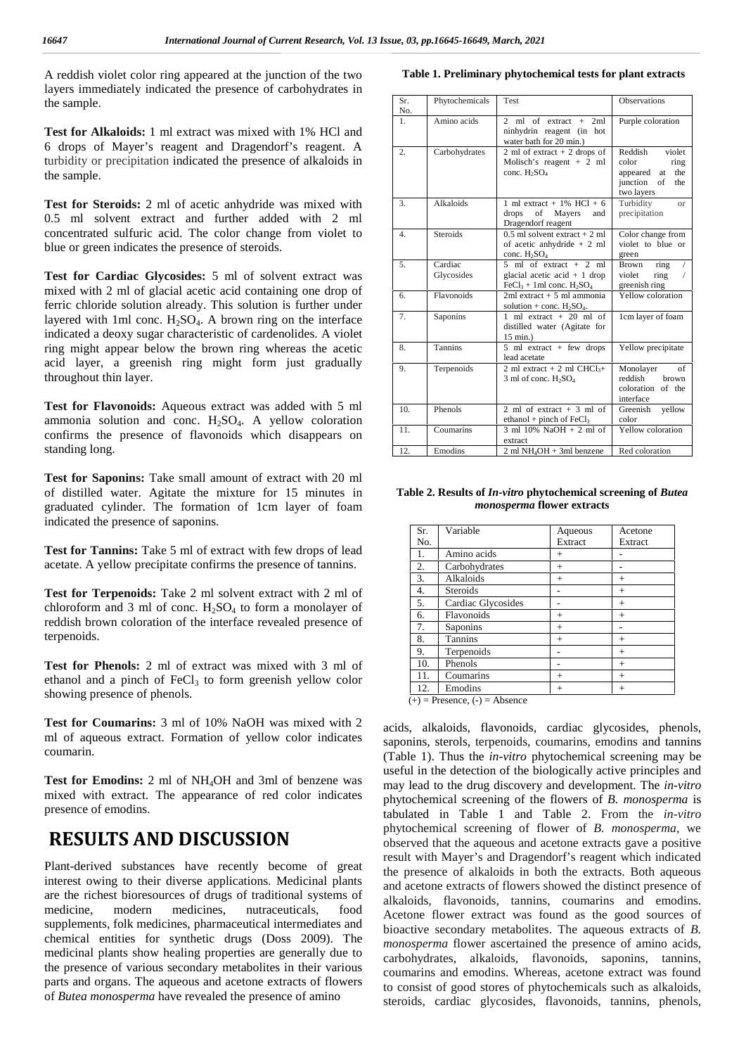A reddish violet color ring appeared at the junction of the two layers immediately indicated the presence of carbohydrates in the sample.

**Test for Alkaloids:** 1 ml extract was mixed with 1% HCl and 6 drops of Mayer's reagent and Dragendorf's reagent. A turbidity or precipitation indicated the presence of alkaloids in the sample.

**Test for Steroids:** 2 ml of acetic anhydride was mixed with 0.5 ml solvent extract and further added with 2 ml concentrated sulfuric acid. The color change from violet to blue or green indicates the presence of steroids.

**Test for Cardiac Glycosides:** 5 ml of solvent extract was mixed with 2 ml of glacial acetic acid containing one drop of ferric chloride solution already. This solution is further under layered with 1ml conc. $H_2SO_4$. A brown ring on the interface indicated a deoxy sugar characteristic of cardenolides. A violet ring might appear below the brown ring whereas the acetic acid layer, a greenish ring might form just gradually throughout thin layer.

**Test for Flavonoids:** Aqueous extract was added with 5 ml ammonia solution and conc. $H_2SO_4$. A yellow coloration confirms the presence of flavonoids which disappears on standing long.

**Test for Saponins:** Take small amount of extract with 20 ml of distilled water. Agitate the mixture for 15 minutes in graduated cylinder. The formation of 1cm layer of foam indicated the presence of saponins.

**Test for Tannins:** Take 5 ml of extract with few drops of lead acetate. A yellow precipitate confirms the presence of tannins.

**Test for Terpenoids:** Take 2 ml solvent extract with 2 ml of chloroform and 3 ml of conc. $H_2SO_4$ to form a monolayer of reddish brown coloration of the interface revealed presence of terpenoids.

**Test for Phenols:** 2 ml of extract was mixed with 3 ml of ethanol and a pinch of $FeCl_3$ to form greenish yellow color showing presence of phenols.

**Test for Coumarins:** 3 ml of 10% NaOH was mixed with 2 ml of aqueous extract. Formation of yellow color indicates coumarin.

**Test for Emodins:** 2 ml of $NH_4OH$ and 3ml of benzene was mixed with extract. The appearance of red color indicates presence of emodins.

**Table 1. Preliminary phytochemical tests for plant extracts**

| Sr. No. | Phytochemicals | Test | Observations |
|---|---|---|---|
| 1. | Amino acids | 2 ml of extract + 2ml ninhydrin reagent (in hot water bath for 20 min.) | Purple coloration |
| 2. | Carbohydrates | 2 ml of extract + 2 drops of Molisch's reagent + 2 ml conc. $H_2SO_4$ | Reddish violet color ring appeared at the junction of the two layers |
| 3. | Alkaloids | 1 ml extract + 1% HCl + 6 drops of Mayers and Dragendorf reagent | Turbidity or precipitation |
| 4. | Steroids | 0.5 ml solvent extract + 2 ml of acetic anhydride + 2 ml conc. $H_2SO_4$ | Color change from violet to blue or green |
| 5. | Cardiac Glycosides | 5 ml of extract + 2 ml glacial acetic acid + 1 drop $FeCl_3$ + 1ml conc. $H_2SO_4$ | Brown ring / violet ring / greenish ring |
| 6. | Flavonoids | 2ml extract + 5 ml ammonia solution + conc. $H_2SO_4$. | Yellow coloration |
| 7. | Saponins | 1 ml extract + 20 ml of distilled water (Agitate for 15 min.) | 1cm layer of foam |
| 8. | Tannins | 5 ml extract + few drops lead acetate | Yellow precipitate |
| 9. | Terpenoids | 2 ml extract + 2 ml $CHCl_3$+ 3 ml of conc. $H_2SO_4$ | Monolayer of reddish brown coloration of the interface |
| 10. | Phenols | 2 ml of extract + 3 ml of ethanol + pinch of $FeCl_3$ | Greenish yellow color |
| 11. | Coumarins | 3 ml 10% NaOH + 2 ml of extract | Yellow coloration |
| 12. | Emodins | 2 ml $NH_4OH$ + 3ml benzene | Red coloration |

**Table 2. Results of *In-vitro* phytochemical screening of *Butea monosperma* flower extracts**

| Sr. No. | Variable | Aqueous Extract | Acetone Extract |
|---|---|---|---|
| 1. | Amino acids | + | - |
| 2. | Carbohydrates | + | - |
| 3. | Alkaloids | + | + |
| 4. | Steroids | - | + |
| 5. | Cardiac Glycosides | - | + |
| 6. | Flavonoids | + | + |
| 7. | Saponins | + | - |
| 8. | Tannins | + | + |
| 9. | Terpenoids | - | + |
| 10. | Phenols | - | + |
| 11. | Coumarins | + | + |
| 12. | Emodins | + | + |

(+) = Presence, (-) = Absence

# RESULTS AND DISCUSSION

Plant-derived substances have recently become of great interest owing to their diverse applications. Medicinal plants are the richest bioresources of drugs of traditional systems of medicine, modern medicines, nutraceuticals, food supplements, folk medicines, pharmaceutical intermediates and chemical entities for synthetic drugs (Doss 2009). The medicinal plants show healing properties are generally due to the presence of various secondary metabolites in their various parts and organs. The aqueous and acetone extracts of flowers of *Butea monosperma* have revealed the presence of amino acids, alkaloids, flavonoids, cardiac glycosides, phenols, saponins, sterols, terpenoids, coumarins, emodins and tannins (Table 1). Thus the *in-vitro* phytochemical screening may be useful in the detection of the biologically active principles and may lead to the drug discovery and development. The *in-vitro* phytochemical screening of the flowers of *B. monosperma* is tabulated in Table 1 and Table 2. From the *in-vitro* phytochemical screening of flower of *B. monosperma*, we observed that the aqueous and acetone extracts gave a positive result with Mayer's and Dragendorf's reagent which indicated the presence of alkaloids in both the extracts. Both aqueous and acetone extracts of flowers showed the distinct presence of alkaloids, flavonoids, tannins, coumarins and emodins. Acetone flower extract was found as the good sources of bioactive secondary metabolites. The aqueous extracts of *B. monosperma* flower ascertained the presence of amino acids, carbohydrates, alkaloids, flavonoids, saponins, tannins, coumarins and emodins. Whereas, acetone extract was found to consist of good stores of phytochemicals such as alkaloids, steroids, cardiac glycosides, flavonoids, tannins, phenols,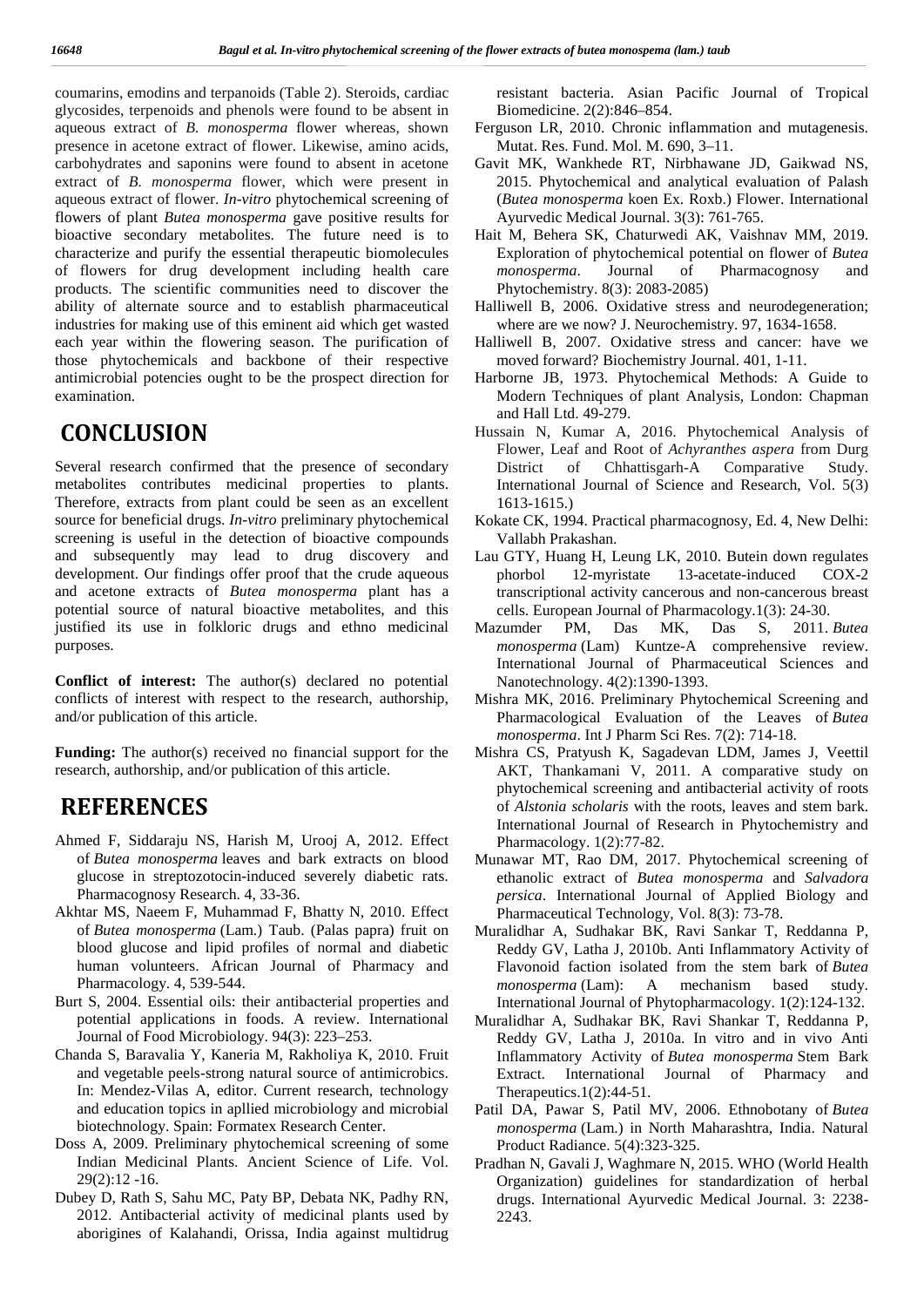coumarins, emodins and terpanoids (Table 2). Steroids, cardiac glycosides, terpenoids and phenols were found to be absent in aqueous extract of *B. monosperma* flower whereas, shown presence in acetone extract of flower. Likewise, amino acids, carbohydrates and saponins were found to absent in acetone extract of *B. monosperma* flower, which were present in aqueous extract of flower. *In-vitro* phytochemical screening of flowers of plant *Butea monosperma* gave positive results for bioactive secondary metabolites. The future need is to characterize and purify the essential therapeutic biomolecules of flowers for drug development including health care products. The scientific communities need to discover the ability of alternate source and to establish pharmaceutical industries for making use of this eminent aid which get wasted each year within the flowering season. The purification of those phytochemicals and backbone of their respective antimicrobial potencies ought to be the prospect direction for examination.

# CONCLUSION

Several research confirmed that the presence of secondary metabolites contributes medicinal properties to plants. Therefore, extracts from plant could be seen as an excellent source for beneficial drugs. *In-vitro* preliminary phytochemical screening is useful in the detection of bioactive compounds and subsequently may lead to drug discovery and development. Our findings offer proof that the crude aqueous and acetone extracts of *Butea monosperma* plant has a potential source of natural bioactive metabolites, and this justified its use in folkloric drugs and ethno medicinal purposes.

**Conflict of interest:** The author(s) declared no potential conflicts of interest with respect to the research, authorship, and/or publication of this article.

**Funding:** The author(s) received no financial support for the research, authorship, and/or publication of this article.

# REFERENCES

- Ahmed F, Siddaraju NS, Harish M, Urooj A, 2012. Effect of *Butea monosperma* leaves and bark extracts on blood glucose in streptozotocin-induced severely diabetic rats. Pharmacognosy Research. 4, 33-36.
- Akhtar MS, Naeem F, Muhammad F, Bhatty N, 2010. Effect of *Butea monosperma* (Lam.) Taub. (Palas papra) fruit on blood glucose and lipid profiles of normal and diabetic human volunteers. African Journal of Pharmacy and Pharmacology. 4, 539-544.
- Burt S, 2004. Essential oils: their antibacterial properties and potential applications in foods. A review. International Journal of Food Microbiology. 94(3): 223–253.
- Chanda S, Baravalia Y, Kaneria M, Rakholiya K, 2010. Fruit and vegetable peels-strong natural source of antimicrobics. In: Mendez-Vilas A, editor. Current research, technology and education topics in apllied microbiology and microbial biotechnology. Spain: Formatex Research Center.
- Doss A, 2009. Preliminary phytochemical screening of some Indian Medicinal Plants. Ancient Science of Life. Vol. 29(2):12 -16.
- Dubey D, Rath S, Sahu MC, Paty BP, Debata NK, Padhy RN, 2012. Antibacterial activity of medicinal plants used by aborigines of Kalahandi, Orissa, India against multidrug resistant bacteria. Asian Pacific Journal of Tropical Biomedicine. 2(2):846–854.
- Ferguson LR, 2010. Chronic inflammation and mutagenesis. Mutat. Res. Fund. Mol. M. 690, 3–11.
- Gavit MK, Wankhede RT, Nirbhawane JD, Gaikwad NS, 2015. Phytochemical and analytical evaluation of Palash (*Butea monosperma* koen Ex. Roxb.) Flower. International Ayurvedic Medical Journal. 3(3): 761-765.
- Hait M, Behera SK, Chaturwedi AK, Vaishnav MM, 2019. Exploration of phytochemical potential on flower of *Butea monosperma*. Journal of Pharmacognosy and Phytochemistry. 8(3): 2083-2085)
- Halliwell B, 2006. Oxidative stress and neurodegeneration; where are we now? J. Neurochemistry. 97, 1634-1658.
- Halliwell B, 2007. Oxidative stress and cancer: have we moved forward? Biochemistry Journal. 401, 1-11.
- Harborne JB, 1973. Phytochemical Methods: A Guide to Modern Techniques of plant Analysis, London: Chapman and Hall Ltd. 49-279.
- Hussain N, Kumar A, 2016. Phytochemical Analysis of Flower, Leaf and Root of *Achyranthes aspera* from Durg District of Chhattisgarh-A Comparative Study. International Journal of Science and Research, Vol. 5(3) 1613-1615.)
- Kokate CK, 1994. Practical pharmacognosy, Ed. 4, New Delhi: Vallabh Prakashan.
- Lau GTY, Huang H, Leung LK, 2010. Butein down regulates phorbol 12-myristate 13-acetate-induced COX-2 transcriptional activity cancerous and non-cancerous breast cells. European Journal of Pharmacology.1(3): 24-30.
- Mazumder PM, Das MK, Das S, 2011. *Butea monosperma* (Lam) Kuntze-A comprehensive review. International Journal of Pharmaceutical Sciences and Nanotechnology. 4(2):1390-1393.
- Mishra MK, 2016. Preliminary Phytochemical Screening and Pharmacological Evaluation of the Leaves of *Butea monosperma*. Int J Pharm Sci Res. 7(2): 714-18.
- Mishra CS, Pratyush K, Sagadevan LDM, James J, Veettil AKT, Thankamani V, 2011. A comparative study on phytochemical screening and antibacterial activity of roots of *Alstonia scholaris* with the roots, leaves and stem bark. International Journal of Research in Phytochemistry and Pharmacology. 1(2):77-82.
- Munawar MT, Rao DM, 2017. Phytochemical screening of ethanolic extract of *Butea monosperma* and *Salvadora persica*. International Journal of Applied Biology and Pharmaceutical Technology, Vol. 8(3): 73-78.
- Muralidhar A, Sudhakar BK, Ravi Sankar T, Reddanna P, Reddy GV, Latha J, 2010b. Anti Inflammatory Activity of Flavonoid faction isolated from the stem bark of *Butea monosperma* (Lam): A mechanism based study. International Journal of Phytopharmacology. 1(2):124-132.
- Muralidhar A, Sudhakar BK, Ravi Shankar T, Reddanna P, Reddy GV, Latha J, 2010a. In vitro and in vivo Anti Inflammatory Activity of *Butea monosperma* Stem Bark Extract. International Journal of Pharmacy and Therapeutics.1(2):44-51.
- Patil DA, Pawar S, Patil MV, 2006. Ethnobotany of *Butea monosperma* (Lam.) in North Maharashtra, India. Natural Product Radiance. 5(4):323-325.
- Pradhan N, Gavali J, Waghmare N, 2015. WHO (World Health Organization) guidelines for standardization of herbal drugs. International Ayurvedic Medical Journal. 3: 2238-2243.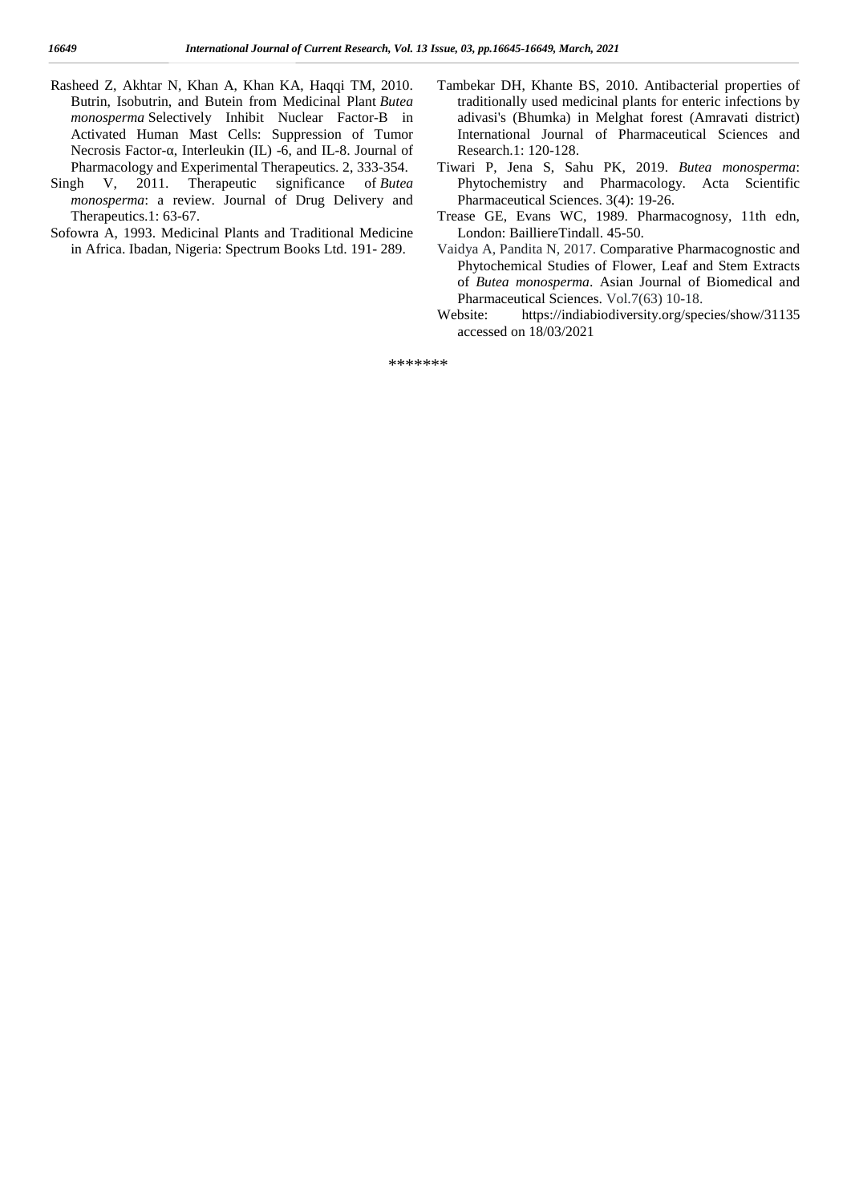Rasheed Z, Akhtar N, Khan A, Khan KA, Haqqi TM, 2010. Butrin, Isobutrin, and Butein from Medicinal Plant *Butea monosperma* Selectively Inhibit Nuclear Factor-B in Activated Human Mast Cells: Suppression of Tumor Necrosis Factor-α, Interleukin (IL) -6, and IL-8. Journal of Pharmacology and Experimental Therapeutics. 2, 333-354.

Singh V, 2011. Therapeutic significance of *Butea monosperma*: a review. Journal of Drug Delivery and Therapeutics.1: 63-67.

Sofowra A, 1993. Medicinal Plants and Traditional Medicine in Africa. Ibadan, Nigeria: Spectrum Books Ltd. 191- 289.

Tambekar DH, Khante BS, 2010. Antibacterial properties of traditionally used medicinal plants for enteric infections by adivasi's (Bhumka) in Melghat forest (Amravati district) International Journal of Pharmaceutical Sciences and Research.1: 120-128.

Tiwari P, Jena S, Sahu PK, 2019. *Butea monosperma*: Phytochemistry and Pharmacology. Acta Scientific Pharmaceutical Sciences. 3(4): 19-26.

Trease GE, Evans WC, 1989. Pharmacognosy, 11th edn, London: BailliereTindall. 45-50.

Vaidya A, Pandita N, 2017. Comparative Pharmacognostic and Phytochemical Studies of Flower, Leaf and Stem Extracts of *Butea monosperma*. Asian Journal of Biomedical and Pharmaceutical Sciences. Vol.7(63) 10-18.

Website: https://indiabiodiversity.org/species/show/31135 accessed on 18/03/2021

*******